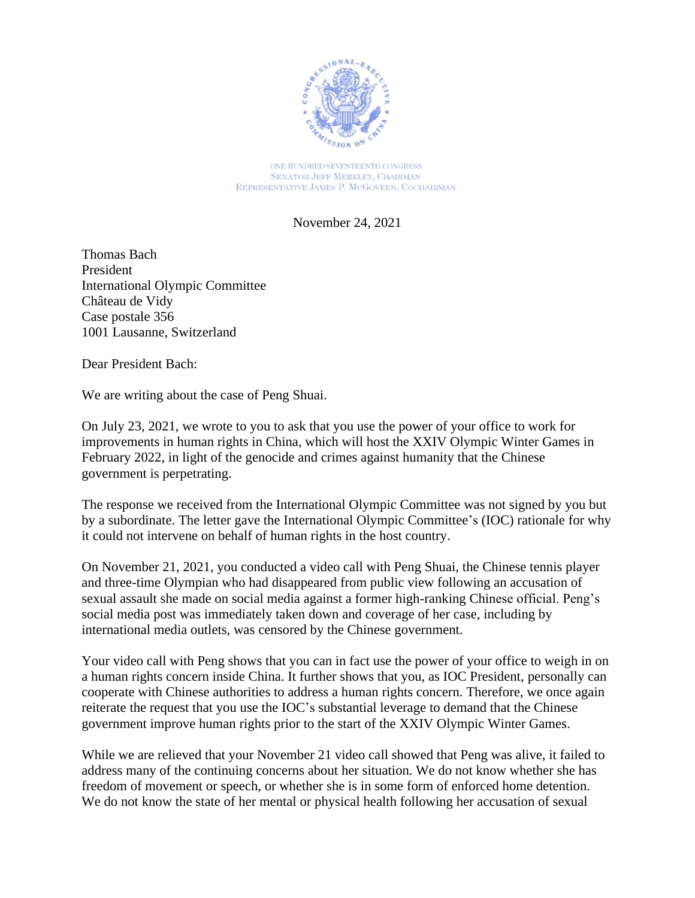ONE HUNDRED SEVENTEENTH CONGRESS
SENATOR JEFF MERKLEY, CHAIRMAN
REPRESENTATIVE JAMES P. MCGOVERN, COCHAIRMAN

November 24, 2021

Thomas Bach
President
International Olympic Committee
Château de Vidy
Case postale 356
1001 Lausanne, Switzerland

Dear President Bach:

We are writing about the case of Peng Shuai.

On July 23, 2021, we wrote to you to ask that you use the power of your office to work for improvements in human rights in China, which will host the XXIV Olympic Winter Games in February 2022, in light of the genocide and crimes against humanity that the Chinese government is perpetrating.

The response we received from the International Olympic Committee was not signed by you but by a subordinate. The letter gave the International Olympic Committee's (IOC) rationale for why it could not intervene on behalf of human rights in the host country.

On November 21, 2021, you conducted a video call with Peng Shuai, the Chinese tennis player and three-time Olympian who had disappeared from public view following an accusation of sexual assault she made on social media against a former high-ranking Chinese official. Peng's social media post was immediately taken down and coverage of her case, including by international media outlets, was censored by the Chinese government.

Your video call with Peng shows that you can in fact use the power of your office to weigh in on a human rights concern inside China. It further shows that you, as IOC President, personally can cooperate with Chinese authorities to address a human rights concern. Therefore, we once again reiterate the request that you use the IOC's substantial leverage to demand that the Chinese government improve human rights prior to the start of the XXIV Olympic Winter Games.

While we are relieved that your November 21 video call showed that Peng was alive, it failed to address many of the continuing concerns about her situation. We do not know whether she has freedom of movement or speech, or whether she is in some form of enforced home detention. We do not know the state of her mental or physical health following her accusation of sexual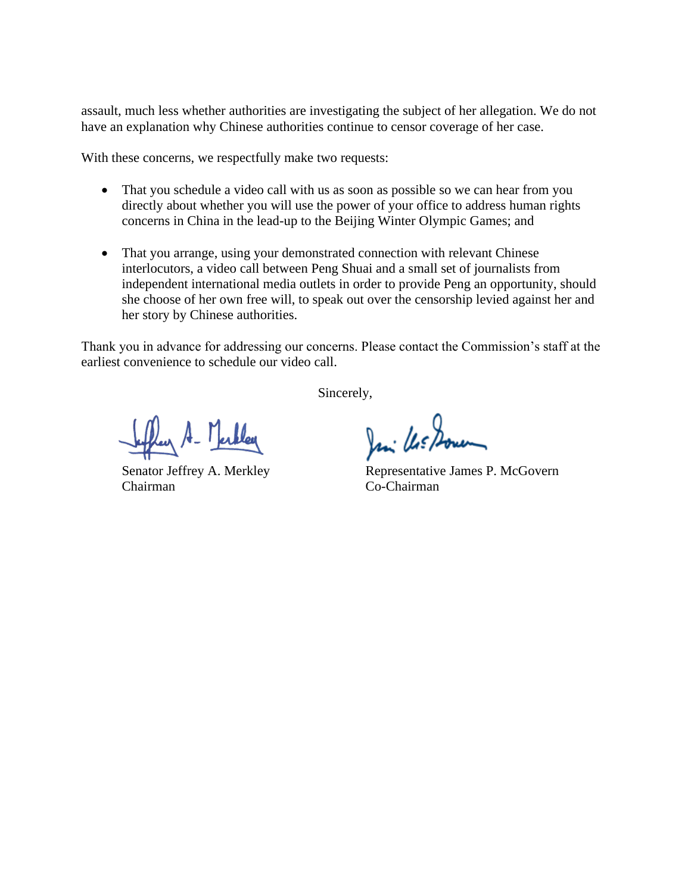assault, much less whether authorities are investigating the subject of her allegation. We do not have an explanation why Chinese authorities continue to censor coverage of her case.

With these concerns, we respectfully make two requests:

- That you schedule a video call with us as soon as possible so we can hear from you directly about whether you will use the power of your office to address human rights concerns in China in the lead-up to the Beijing Winter Olympic Games; and

- That you arrange, using your demonstrated connection with relevant Chinese interlocutors, a video call between Peng Shuai and a small set of journalists from independent international media outlets in order to provide Peng an opportunity, should she choose of her own free will, to speak out over the censorship levied against her and her story by Chinese authorities.

Thank you in advance for addressing our concerns. Please contact the Commission's staff at the earliest convenience to schedule our video call.

Sincerely,

Senator Jeffrey A. Merkley
Chairman

Representative James P. McGovern
Co-Chairman